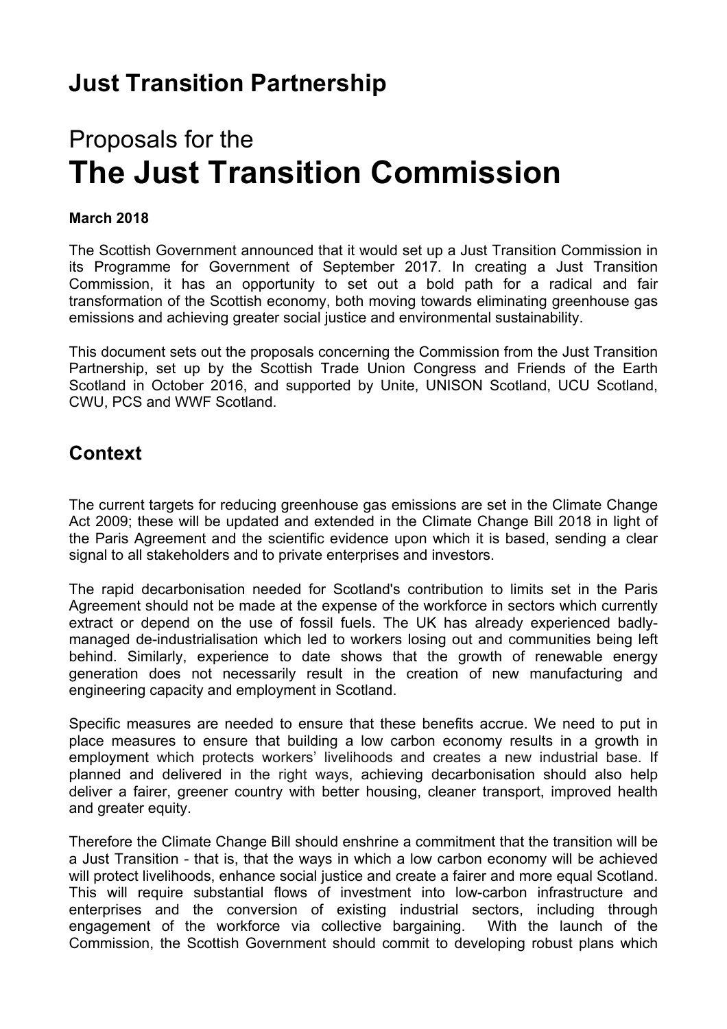# Just Transition Partnership

# Proposals for the

# The Just Transition Commission

**March 2018**

The Scottish Government announced that it would set up a Just Transition Commission in its Programme for Government of September 2017. In creating a Just Transition Commission, it has an opportunity to set out a bold path for a radical and fair transformation of the Scottish economy, both moving towards eliminating greenhouse gas emissions and achieving greater social justice and environmental sustainability.

This document sets out the proposals concerning the Commission from the Just Transition Partnership, set up by the Scottish Trade Union Congress and Friends of the Earth Scotland in October 2016, and supported by Unite, UNISON Scotland, UCU Scotland, CWU, PCS and WWF Scotland.

## Context

The current targets for reducing greenhouse gas emissions are set in the Climate Change Act 2009; these will be updated and extended in the Climate Change Bill 2018 in light of the Paris Agreement and the scientific evidence upon which it is based, sending a clear signal to all stakeholders and to private enterprises and investors.

The rapid decarbonisation needed for Scotland's contribution to limits set in the Paris Agreement should not be made at the expense of the workforce in sectors which currently extract or depend on the use of fossil fuels. The UK has already experienced badly-managed de-industrialisation which led to workers losing out and communities being left behind. Similarly, experience to date shows that the growth of renewable energy generation does not necessarily result in the creation of new manufacturing and engineering capacity and employment in Scotland.

Specific measures are needed to ensure that these benefits accrue. We need to put in place measures to ensure that building a low carbon economy results in a growth in employment which protects workers' livelihoods and creates a new industrial base. If planned and delivered in the right ways, achieving decarbonisation should also help deliver a fairer, greener country with better housing, cleaner transport, improved health and greater equity.

Therefore the Climate Change Bill should enshrine a commitment that the transition will be a Just Transition - that is, that the ways in which a low carbon economy will be achieved will protect livelihoods, enhance social justice and create a fairer and more equal Scotland. This will require substantial flows of investment into low-carbon infrastructure and enterprises and the conversion of existing industrial sectors, including through engagement of the workforce via collective bargaining. With the launch of the Commission, the Scottish Government should commit to developing robust plans which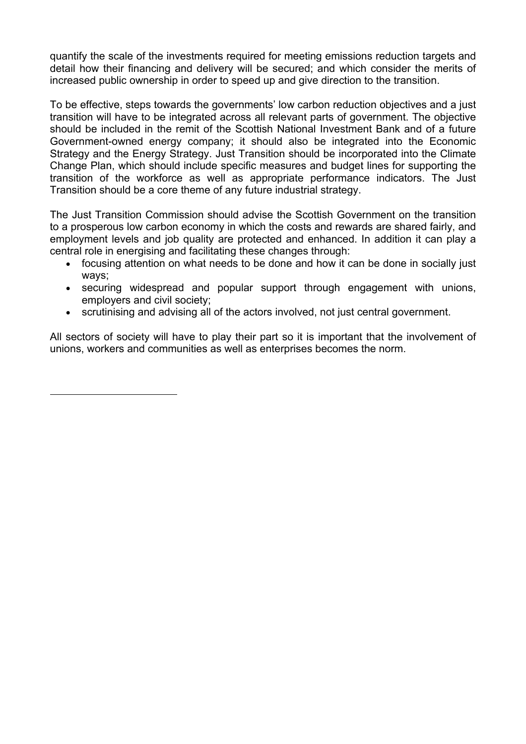quantify the scale of the investments required for meeting emissions reduction targets and detail how their financing and delivery will be secured; and which consider the merits of increased public ownership in order to speed up and give direction to the transition.

To be effective, steps towards the governments' low carbon reduction objectives and a just transition will have to be integrated across all relevant parts of government. The objective should be included in the remit of the Scottish National Investment Bank and of a future Government-owned energy company; it should also be integrated into the Economic Strategy and the Energy Strategy. Just Transition should be incorporated into the Climate Change Plan, which should include specific measures and budget lines for supporting the transition of the workforce as well as appropriate performance indicators. The Just Transition should be a core theme of any future industrial strategy.

The Just Transition Commission should advise the Scottish Government on the transition to a prosperous low carbon economy in which the costs and rewards are shared fairly, and employment levels and job quality are protected and enhanced. In addition it can play a central role in energising and facilitating these changes through:

- focusing attention on what needs to be done and how it can be done in socially just ways;
- securing widespread and popular support through engagement with unions, employers and civil society;
- scrutinising and advising all of the actors involved, not just central government.

All sectors of society will have to play their part so it is important that the involvement of unions, workers and communities as well as enterprises becomes the norm.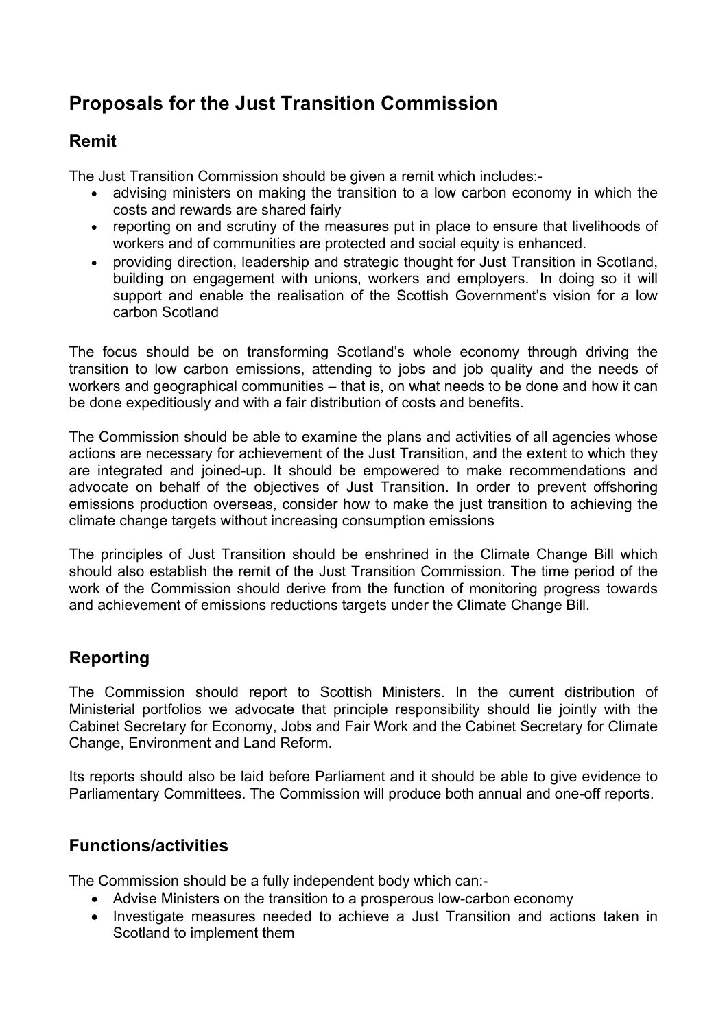# Proposals for the Just Transition Commission

## Remit

The Just Transition Commission should be given a remit which includes:-

- advising ministers on making the transition to a low carbon economy in which the costs and rewards are shared fairly
- reporting on and scrutiny of the measures put in place to ensure that livelihoods of workers and of communities are protected and social equity is enhanced.
- providing direction, leadership and strategic thought for Just Transition in Scotland, building on engagement with unions, workers and employers. In doing so it will support and enable the realisation of the Scottish Government's vision for a low carbon Scotland

The focus should be on transforming Scotland's whole economy through driving the transition to low carbon emissions, attending to jobs and job quality and the needs of workers and geographical communities – that is, on what needs to be done and how it can be done expeditiously and with a fair distribution of costs and benefits.

The Commission should be able to examine the plans and activities of all agencies whose actions are necessary for achievement of the Just Transition, and the extent to which they are integrated and joined-up. It should be empowered to make recommendations and advocate on behalf of the objectives of Just Transition. In order to prevent offshoring emissions production overseas, consider how to make the just transition to achieving the climate change targets without increasing consumption emissions

The principles of Just Transition should be enshrined in the Climate Change Bill which should also establish the remit of the Just Transition Commission. The time period of the work of the Commission should derive from the function of monitoring progress towards and achievement of emissions reductions targets under the Climate Change Bill.

## Reporting

The Commission should report to Scottish Ministers. In the current distribution of Ministerial portfolios we advocate that principle responsibility should lie jointly with the Cabinet Secretary for Economy, Jobs and Fair Work and the Cabinet Secretary for Climate Change, Environment and Land Reform.

Its reports should also be laid before Parliament and it should be able to give evidence to Parliamentary Committees. The Commission will produce both annual and one-off reports.

## Functions/activities

The Commission should be a fully independent body which can:-

- Advise Ministers on the transition to a prosperous low-carbon economy
- Investigate measures needed to achieve a Just Transition and actions taken in Scotland to implement them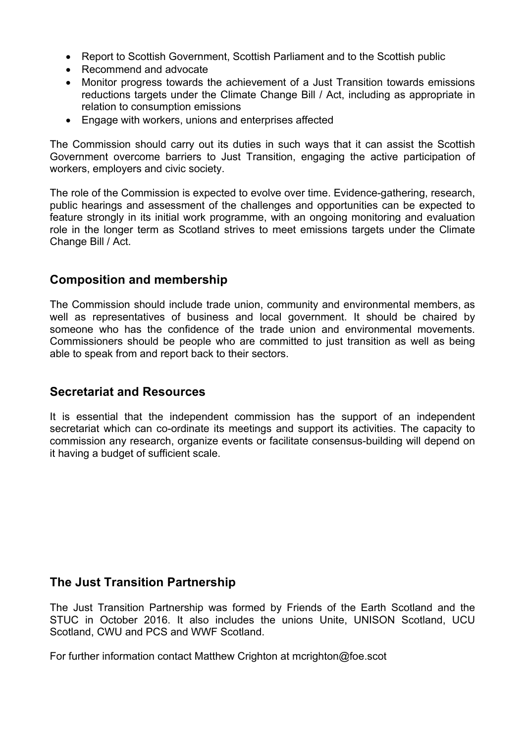- Report to Scottish Government, Scottish Parliament and to the Scottish public
- Recommend and advocate
- Monitor progress towards the achievement of a Just Transition towards emissions reductions targets under the Climate Change Bill / Act, including as appropriate in relation to consumption emissions
- Engage with workers, unions and enterprises affected

The Commission should carry out its duties in such ways that it can assist the Scottish Government overcome barriers to Just Transition, engaging the active participation of workers, employers and civic society.

The role of the Commission is expected to evolve over time. Evidence-gathering, research, public hearings and assessment of the challenges and opportunities can be expected to feature strongly in its initial work programme, with an ongoing monitoring and evaluation role in the longer term as Scotland strives to meet emissions targets under the Climate Change Bill / Act.

## Composition and membership

The Commission should include trade union, community and environmental members, as well as representatives of business and local government. It should be chaired by someone who has the confidence of the trade union and environmental movements. Commissioners should be people who are committed to just transition as well as being able to speak from and report back to their sectors.

## Secretariat and Resources

It is essential that the independent commission has the support of an independent secretariat which can co-ordinate its meetings and support its activities. The capacity to commission any research, organize events or facilitate consensus-building will depend on it having a budget of sufficient scale.

## The Just Transition Partnership

The Just Transition Partnership was formed by Friends of the Earth Scotland and the STUC in October 2016. It also includes the unions Unite, UNISON Scotland, UCU Scotland, CWU and PCS and WWF Scotland.

For further information contact Matthew Crighton at mcrighton@foe.scot